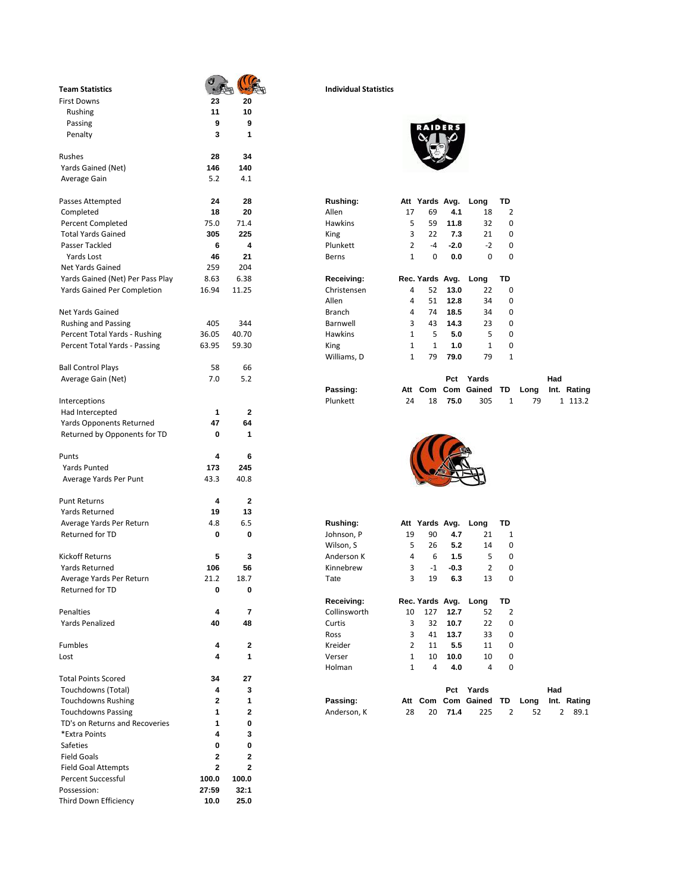## Team Statistics

| Team Statistics | Raiders | Bengals |
|---|---|---|
| First Downs | 23 | 20 |
| Rushing | 11 | 10 |
| Passing | 9 | 9 |
| Penalty | 3 | 1 |
| | | |
| Rushes | 28 | 34 |
| Yards Gained (Net) | 146 | 140 |
| Average Gain | 5.2 | 4.1 |
| | | |
| Passes Attempted | 24 | 28 |
| Completed | 18 | 20 |
| Percent Completed | 75.0 | 71.4 |
| Total Yards Gained | 305 | 225 |
| Passer Tackled | 6 | 4 |
| Yards Lost | 46 | 21 |
| Net Yards Gained | 259 | 204 |
| Yards Gained (Net) Per Pass Play | 8.63 | 6.38 |
| Yards Gained Per Completion | 16.94 | 11.25 |
| | | |
| Net Yards Gained | | |
| Rushing and Passing | 405 | 344 |
| Percent Total Yards - Rushing | 36.05 | 40.70 |
| Percent Total Yards - Passing | 63.95 | 59.30 |
| | | |
| Ball Control Plays | 58 | 66 |
| Average Gain (Net) | 7.0 | 5.2 |
| | | |
| Interceptions | | |
| Had Intercepted | 1 | 2 |
| Yards Opponents Returned | 47 | 64 |
| Returned by Opponents for TD | 0 | 1 |
| | | |
| Punts | 4 | 6 |
| Yards Punted | 173 | 245 |
| Average Yards Per Punt | 43.3 | 40.8 |
| | | |
| Punt Returns | 4 | 2 |
| Yards Returned | 19 | 13 |
| Average Yards Per Return | 4.8 | 6.5 |
| Returned for TD | 0 | 0 |
| | | |
| Kickoff Returns | 5 | 3 |
| Yards Returned | 106 | 56 |
| Average Yards Per Return | 21.2 | 18.7 |
| Returned for TD | 0 | 0 |
| | | |
| Penalties | 4 | 7 |
| Yards Penalized | 40 | 48 |
| | | |
| Fumbles | 4 | 2 |
| Lost | 4 | 1 |
| | | |
| Total Points Scored | 34 | 27 |
| Touchdowns (Total) | 4 | 3 |
| Touchdowns Rushing | 2 | 1 |
| Touchdowns Passing | 1 | 2 |
| TD's on Returns and Recoveries | 1 | 0 |
| *Extra Points | 4 | 3 |
| Safeties | 0 | 0 |
| Field Goals | 2 | 2 |
| Field Goal Attempts | 2 | 2 |
| Percent Successful | 100.0 | 100.0 |
| Possession: | 27:59 | 32:1 |
| Third Down Efficiency | 10.0 | 25.0 |

## Individual Statistics

### Raiders

| Rushing: | Att | Yards | Avg. | Long | TD |
|---|---|---|---|---|---|
| Allen | 17 | 69 | 4.1 | 18 | 2 |
| Hawkins | 5 | 59 | 11.8 | 32 | 0 |
| King | 3 | 22 | 7.3 | 21 | 0 |
| Plunkett | 2 | -4 | -2.0 | -2 | 0 |
| Berns | 1 | 0 | 0.0 | 0 | 0 |

| Receiving: | Rec. | Yards | Avg. | Long | TD |
|---|---|---|---|---|---|
| Christensen | 4 | 52 | 13.0 | 22 | 0 |
| Allen | 4 | 51 | 12.8 | 34 | 0 |
| Branch | 4 | 74 | 18.5 | 34 | 0 |
| Barnwell | 3 | 43 | 14.3 | 23 | 0 |
| Hawkins | 1 | 5 | 5.0 | 5 | 0 |
| King | 1 | 1 | 1.0 | 1 | 0 |
| Williams, D | 1 | 79 | 79.0 | 79 | 1 |

| Passing: | Att | Com | Pct Com | Yards Gained | TD | Long | Had Int. | Rating |
|---|---|---|---|---|---|---|---|---|
| Plunkett | 24 | 18 | 75.0 | 305 | 1 | 79 | 1 | 113.2 |

### Bengals

| Rushing: | Att | Yards | Avg. | Long | TD |
|---|---|---|---|---|---|
| Johnson, P | 19 | 90 | 4.7 | 21 | 1 |
| Wilson, S | 5 | 26 | 5.2 | 14 | 0 |
| Anderson K | 4 | 6 | 1.5 | 5 | 0 |
| Kinnebrew | 3 | -1 | -0.3 | 2 | 0 |
| Tate | 3 | 19 | 6.3 | 13 | 0 |

| Receiving: | Rec. | Yards | Avg. | Long | TD |
|---|---|---|---|---|---|
| Collinsworth | 10 | 127 | 12.7 | 52 | 2 |
| Curtis | 3 | 32 | 10.7 | 22 | 0 |
| Ross | 3 | 41 | 13.7 | 33 | 0 |
| Kreider | 2 | 11 | 5.5 | 11 | 0 |
| Verser | 1 | 10 | 10.0 | 10 | 0 |
| Holman | 1 | 4 | 4.0 | 4 | 0 |

| Passing: | Att | Com | Pct Com | Yards Gained | TD | Long | Had Int. | Rating |
|---|---|---|---|---|---|---|---|---|
| Anderson, K | 28 | 20 | 71.4 | 225 | 2 | 52 | 2 | 89.1 |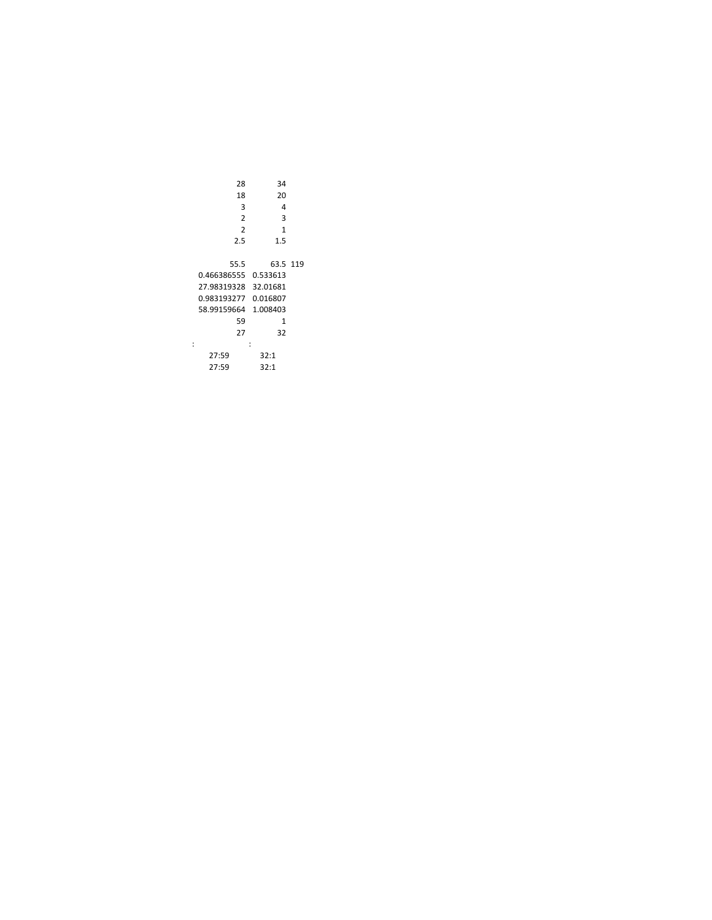| | | |
|---|---|---|
| 28 | 34 | |
| 18 | 20 | |
| 3 | 4 | |
| 2 | 3 | |
| 2 | 1 | |
| 2.5 | 1.5 | |
| | | |
| 55.5 | 63.5 | 119 |
| 0.466386555 | 0.533613 | |
| 27.98319328 | 32.01681 | |
| 0.983193277 | 0.016807 | |
| 58.99159664 | 1.008403 | |
| 59 | 1 | |
| 27 | 32 | |
| : | : | |
| 27:59 | 32:1 | |
| 27:59 | 32:1 | |